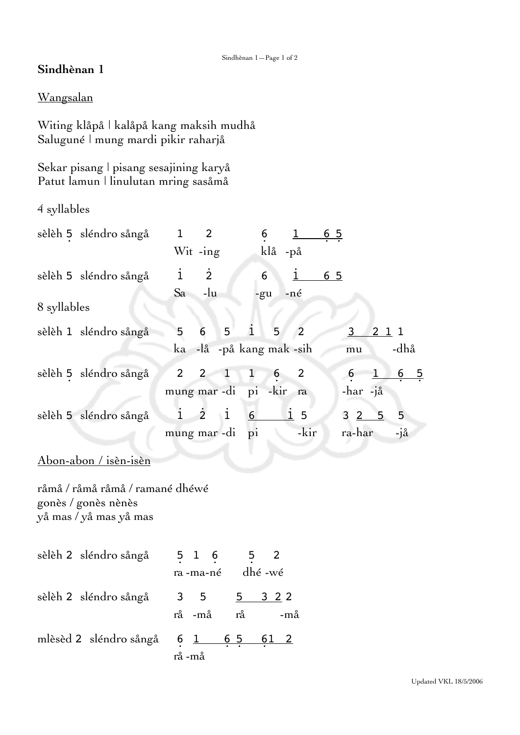**Sindhènan 1**

Wangsalan

Witing klåpå | kalåpå kang maksih mudhå
Saluguné | mung mardi pikir raharjå

Sekar pisang | pisang sesajining karyå
Patut lamun | linulutan mring sasåmå

4 syllables

sèlèh 5̣ sléndro sångå

```
1    2        6̣   1   6̣ 5̣
Wit -ing      klå -på
```

sèlèh 5 sléndro sångå

```
i̇    2̇        6   i̇   6 5
Sa   -lu      -gu -né
```

8 syllables

sèlèh 1 sléndro sångå

```
5   6   5   i̇   5   2        3   2 1 1
ka  -lå -på kang mak -sih    mu     -dhå
```

sèlèh 5̣ sléndro sångå

```
2   2   1   1   6̣   2        6̣   1   6̣ 5̣
mung mar -di pi -kir ra      -har -jå
```

sèlèh 5 sléndro sångå

```
i̇   2̇   i̇   6     i̇ 5        3 2  5   5
mung mar -di pi    -kir      ra-har   -jå
```

Abon-abon / isèn-isèn

råmå / råmå råmå / ramané dhéwé
gonès / gonès nènès
yå mas / yå mas yå mas

sèlèh 2 sléndro sångå

```
5̣ 1 6̣      5̣   2
ra -ma-né   dhé -wé
```

sèlèh 2 sléndro sångå

```
3    5     5    3 2 2
rå  -må    rå      -må
```

mlèsèd 2 sléndro sångå

```
6̣ 1    6̣ 5̣   6̣1  2
rå -må
```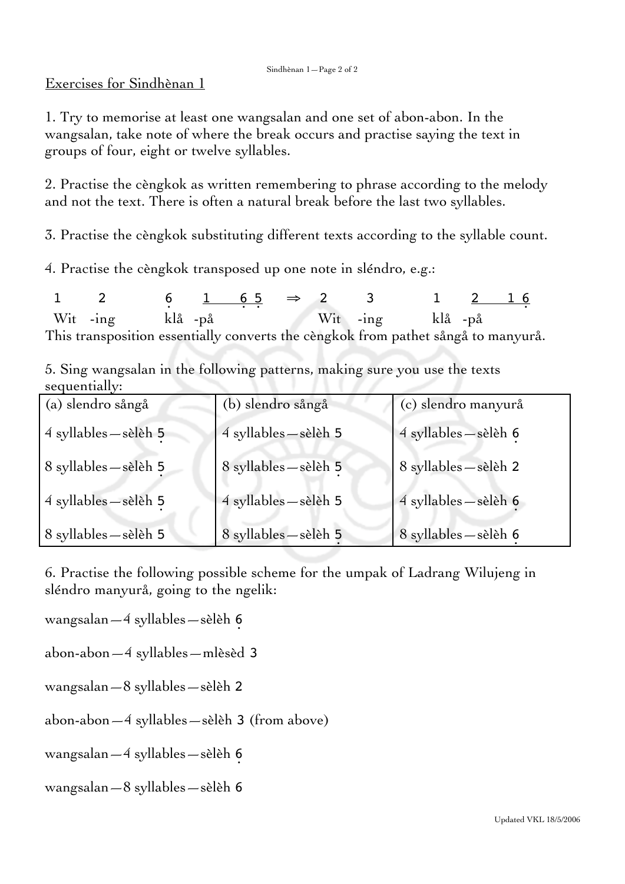## Exercises for Sindhènan 1

1. Try to memorise at least one wangsalan and one set of abon-abon. In the wangsalan, take note of where the break occurs and practise saying the text in groups of four, eight or twelve syllables.

2. Practise the cèngkok as written remembering to phrase according to the melody and not the text. There is often a natural break before the last two syllables.

3. Practise the cèngkok substituting different texts according to the syllable count.

4. Practise the cèngkok transposed up one note in sléndro, e.g.:

```
1     2     6̣     1   6̣ 5̣   ⇒   2     3     1     2   1 6̣
Wit  -ing   klå  -på            Wit  -ing   klå  -på
```

This transposition essentially converts the cèngkok from pathet sångå to manyurå.

5. Sing wangsalan in the following patterns, making sure you use the texts sequentially:

| (a) slendro sångå | (b) slendro sångå | (c) slendro manyurå |
|---|---|---|
| 4 syllables—sèlèh 5̣ | 4 syllables—sèlèh 5 | 4 syllables—sèlèh 6̣ |
| 8 syllables—sèlèh 5̣ | 8 syllables—sèlèh 5̣ | 8 syllables—sèlèh 2 |
| 4 syllables—sèlèh 5̣ | 4 syllables—sèlèh 5 | 4 syllables—sèlèh 6̣ |
| 8 syllables—sèlèh 5 | 8 syllables—sèlèh 5̣ | 8 syllables—sèlèh 6̣ |

6. Practise the following possible scheme for the umpak of Ladrang Wilujeng in sléndro manyurå, going to the ngelik:

wangsalan—4 syllables—sèlèh 6̣

abon-abon—4 syllables—mlèsèd 3

wangsalan—8 syllables—sèlèh 2

abon-abon—4 syllables—sèlèh 3 (from above)

wangsalan—4 syllables—sèlèh 6̣

wangsalan—8 syllables—sèlèh 6